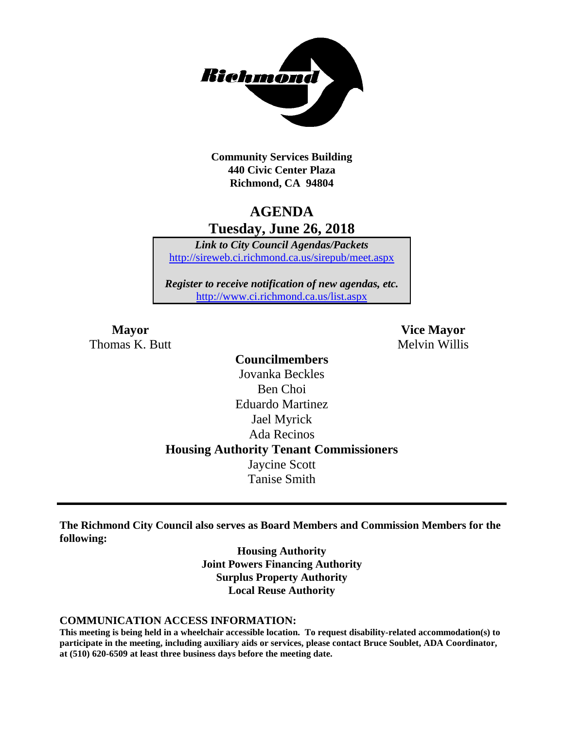**Community Services Building**
**440 Civic Center Plaza**
**Richmond, CA 94804**

# AGENDA
## Tuesday, June 26, 2018

***Link to City Council Agendas/Packets***
http://sireweb.ci.richmond.ca.us/sirepub/meet.aspx

***Register to receive notification of new agendas, etc.***
http://www.ci.richmond.ca.us/list.aspx

**Mayor**
Thomas K. Butt

**Vice Mayor**
Melvin Willis

**Councilmembers**
Jovanka Beckles
Ben Choi
Eduardo Martinez
Jael Myrick
Ada Recinos

**Housing Authority Tenant Commissioners**
Jaycine Scott
Tanise Smith

---

**The Richmond City Council also serves as Board Members and Commission Members for the following:**

**Housing Authority**
**Joint Powers Financing Authority**
**Surplus Property Authority**
**Local Reuse Authority**

**COMMUNICATION ACCESS INFORMATION:**

**This meeting is being held in a wheelchair accessible location. To request disability-related accommodation(s) to participate in the meeting, including auxiliary aids or services, please contact Bruce Soublet, ADA Coordinator, at (510) 620-6509 at least three business days before the meeting date.**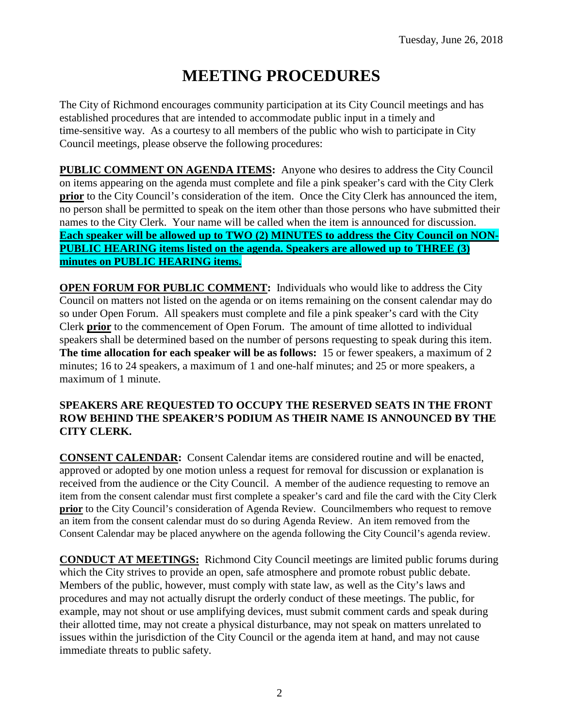Tuesday, June 26, 2018

# MEETING PROCEDURES

The City of Richmond encourages community participation at its City Council meetings and has established procedures that are intended to accommodate public input in a timely and time-sensitive way. As a courtesy to all members of the public who wish to participate in City Council meetings, please observe the following procedures:

**PUBLIC COMMENT ON AGENDA ITEMS:** Anyone who desires to address the City Council on items appearing on the agenda must complete and file a pink speaker's card with the City Clerk **prior** to the City Council's consideration of the item. Once the City Clerk has announced the item, no person shall be permitted to speak on the item other than those persons who have submitted their names to the City Clerk. Your name will be called when the item is announced for discussion. **Each speaker will be allowed up to TWO (2) MINUTES to address the City Council on NON-PUBLIC HEARING items listed on the agenda. Speakers are allowed up to THREE (3) minutes on PUBLIC HEARING items.**

**OPEN FORUM FOR PUBLIC COMMENT:** Individuals who would like to address the City Council on matters not listed on the agenda or on items remaining on the consent calendar may do so under Open Forum. All speakers must complete and file a pink speaker's card with the City Clerk **prior** to the commencement of Open Forum. The amount of time allotted to individual speakers shall be determined based on the number of persons requesting to speak during this item. **The time allocation for each speaker will be as follows:** 15 or fewer speakers, a maximum of 2 minutes; 16 to 24 speakers, a maximum of 1 and one-half minutes; and 25 or more speakers, a maximum of 1 minute.

**SPEAKERS ARE REQUESTED TO OCCUPY THE RESERVED SEATS IN THE FRONT ROW BEHIND THE SPEAKER'S PODIUM AS THEIR NAME IS ANNOUNCED BY THE CITY CLERK.**

**CONSENT CALENDAR:** Consent Calendar items are considered routine and will be enacted, approved or adopted by one motion unless a request for removal for discussion or explanation is received from the audience or the City Council. A member of the audience requesting to remove an item from the consent calendar must first complete a speaker's card and file the card with the City Clerk **prior** to the City Council's consideration of Agenda Review. Councilmembers who request to remove an item from the consent calendar must do so during Agenda Review. An item removed from the Consent Calendar may be placed anywhere on the agenda following the City Council's agenda review.

**CONDUCT AT MEETINGS:** Richmond City Council meetings are limited public forums during which the City strives to provide an open, safe atmosphere and promote robust public debate. Members of the public, however, must comply with state law, as well as the City's laws and procedures and may not actually disrupt the orderly conduct of these meetings. The public, for example, may not shout or use amplifying devices, must submit comment cards and speak during their allotted time, may not create a physical disturbance, may not speak on matters unrelated to issues within the jurisdiction of the City Council or the agenda item at hand, and may not cause immediate threats to public safety.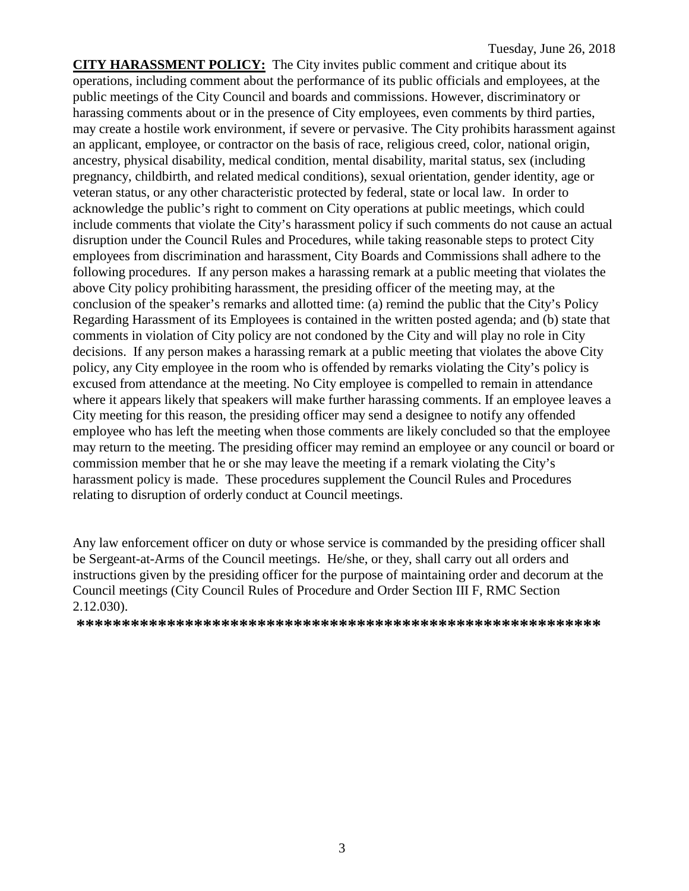**CITY HARASSMENT POLICY:** The City invites public comment and critique about its operations, including comment about the performance of its public officials and employees, at the public meetings of the City Council and boards and commissions. However, discriminatory or harassing comments about or in the presence of City employees, even comments by third parties, may create a hostile work environment, if severe or pervasive. The City prohibits harassment against an applicant, employee, or contractor on the basis of race, religious creed, color, national origin, ancestry, physical disability, medical condition, mental disability, marital status, sex (including pregnancy, childbirth, and related medical conditions), sexual orientation, gender identity, age or veteran status, or any other characteristic protected by federal, state or local law. In order to acknowledge the public's right to comment on City operations at public meetings, which could include comments that violate the City's harassment policy if such comments do not cause an actual disruption under the Council Rules and Procedures, while taking reasonable steps to protect City employees from discrimination and harassment, City Boards and Commissions shall adhere to the following procedures. If any person makes a harassing remark at a public meeting that violates the above City policy prohibiting harassment, the presiding officer of the meeting may, at the conclusion of the speaker's remarks and allotted time: (a) remind the public that the City's Policy Regarding Harassment of its Employees is contained in the written posted agenda; and (b) state that comments in violation of City policy are not condoned by the City and will play no role in City decisions. If any person makes a harassing remark at a public meeting that violates the above City policy, any City employee in the room who is offended by remarks violating the City's policy is excused from attendance at the meeting. No City employee is compelled to remain in attendance where it appears likely that speakers will make further harassing comments. If an employee leaves a City meeting for this reason, the presiding officer may send a designee to notify any offended employee who has left the meeting when those comments are likely concluded so that the employee may return to the meeting. The presiding officer may remind an employee or any council or board or commission member that he or she may leave the meeting if a remark violating the City's harassment policy is made. These procedures supplement the Council Rules and Procedures relating to disruption of orderly conduct at Council meetings.

Any law enforcement officer on duty or whose service is commanded by the presiding officer shall be Sergeant-at-Arms of the Council meetings. He/she, or they, shall carry out all orders and instructions given by the presiding officer for the purpose of maintaining order and decorum at the Council meetings (City Council Rules of Procedure and Order Section III F, RMC Section 2.12.030).

**********************************************************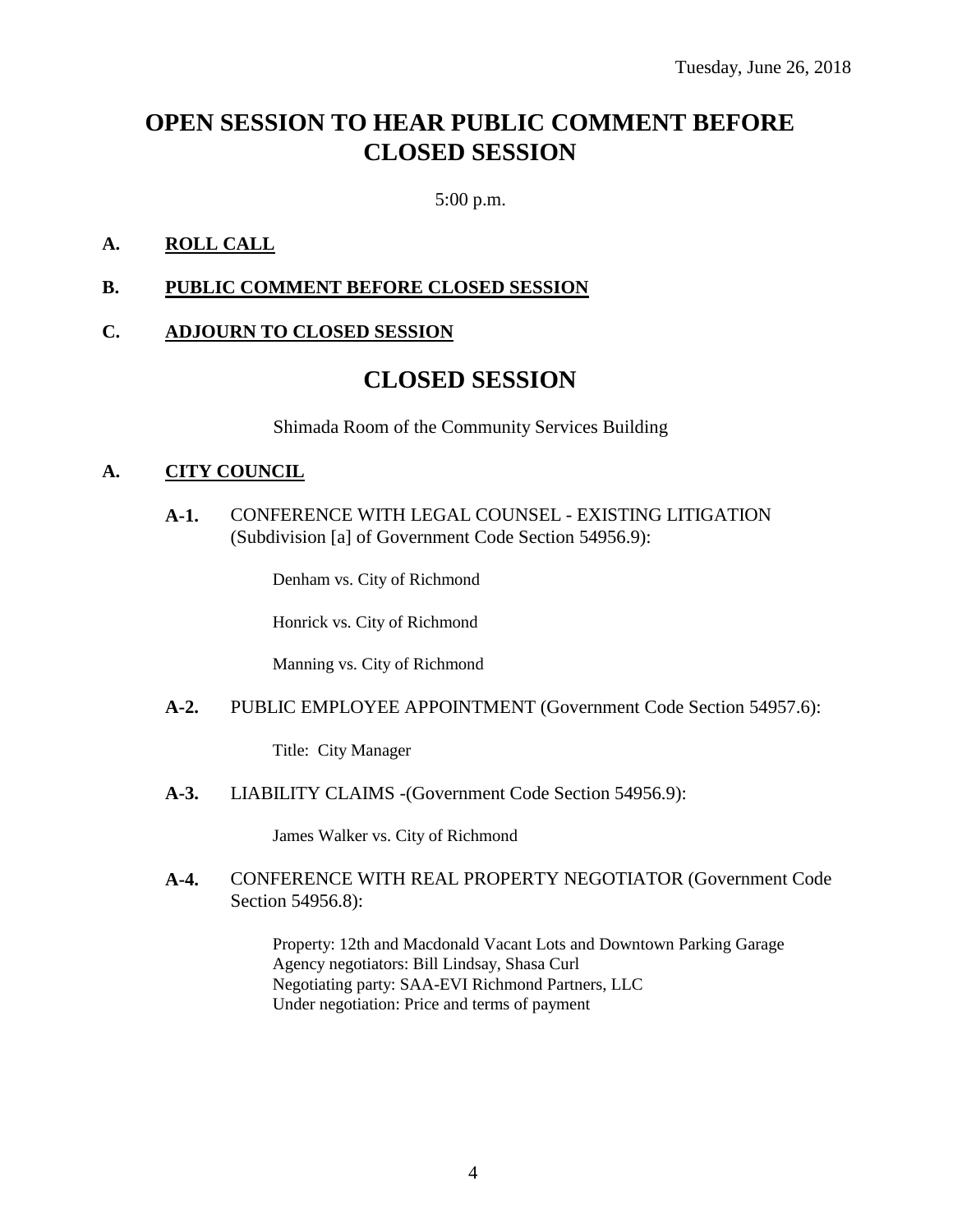Tuesday, June 26, 2018

# OPEN SESSION TO HEAR PUBLIC COMMENT BEFORE CLOSED SESSION

5:00 p.m.

**A. ROLL CALL**

**B. PUBLIC COMMENT BEFORE CLOSED SESSION**

**C. ADJOURN TO CLOSED SESSION**

# CLOSED SESSION

Shimada Room of the Community Services Building

**A. CITY COUNCIL**

**A-1.** CONFERENCE WITH LEGAL COUNSEL - EXISTING LITIGATION (Subdivision [a] of Government Code Section 54956.9):

Denham vs. City of Richmond

Honrick vs. City of Richmond

Manning vs. City of Richmond

**A-2.** PUBLIC EMPLOYEE APPOINTMENT (Government Code Section 54957.6):

Title: City Manager

**A-3.** LIABILITY CLAIMS -(Government Code Section 54956.9):

James Walker vs. City of Richmond

**A-4.** CONFERENCE WITH REAL PROPERTY NEGOTIATOR (Government Code Section 54956.8):

Property: 12th and Macdonald Vacant Lots and Downtown Parking Garage
Agency negotiators: Bill Lindsay, Shasa Curl
Negotiating party: SAA-EVI Richmond Partners, LLC
Under negotiation: Price and terms of payment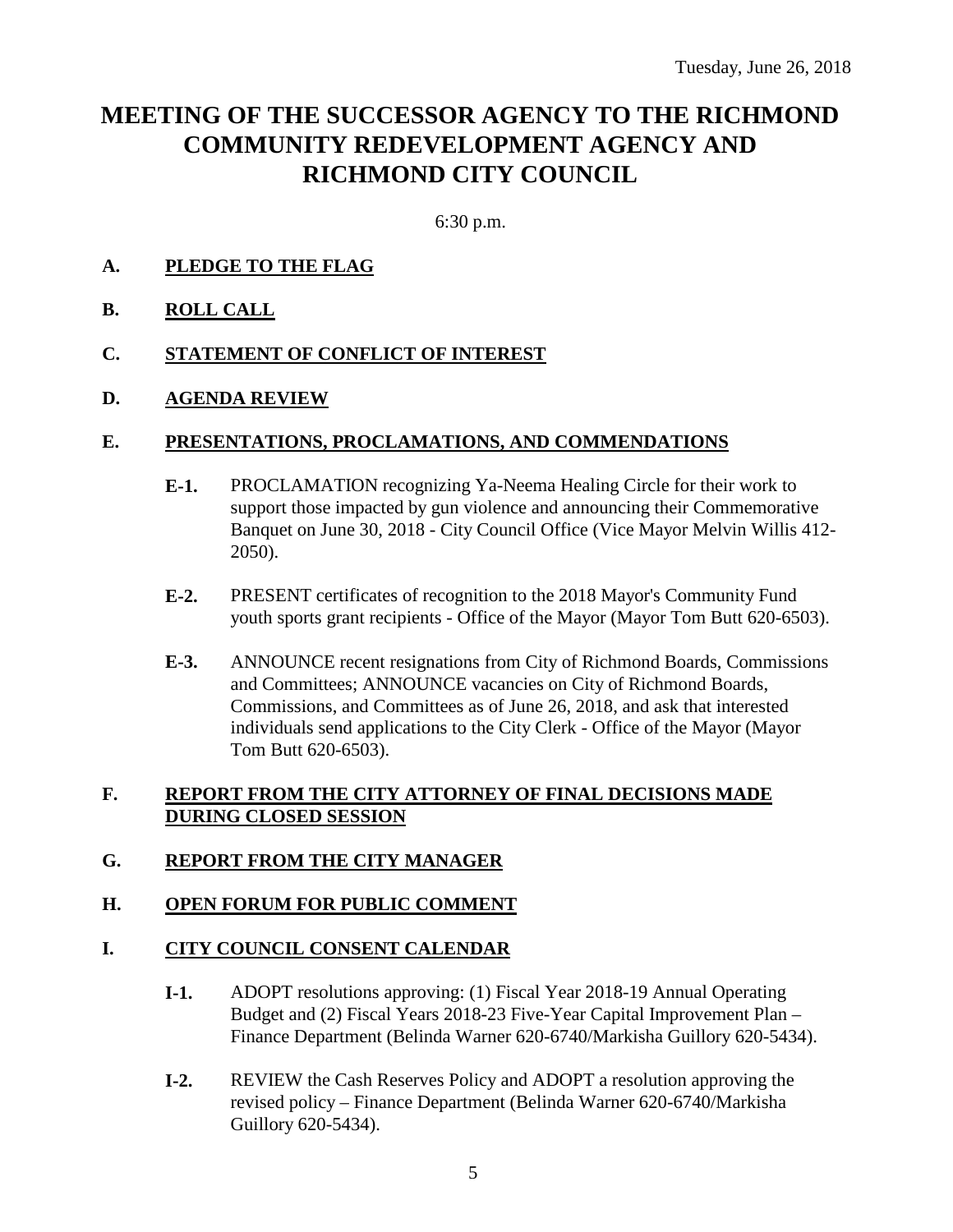Tuesday, June 26, 2018

# MEETING OF THE SUCCESSOR AGENCY TO THE RICHMOND COMMUNITY REDEVELOPMENT AGENCY AND RICHMOND CITY COUNCIL

6:30 p.m.

**A. PLEDGE TO THE FLAG**

**B. ROLL CALL**

**C. STATEMENT OF CONFLICT OF INTEREST**

**D. AGENDA REVIEW**

**E. PRESENTATIONS, PROCLAMATIONS, AND COMMENDATIONS**

**E-1.** PROCLAMATION recognizing Ya-Neema Healing Circle for their work to support those impacted by gun violence and announcing their Commemorative Banquet on June 30, 2018 - City Council Office (Vice Mayor Melvin Willis 412-2050).

**E-2.** PRESENT certificates of recognition to the 2018 Mayor's Community Fund youth sports grant recipients - Office of the Mayor (Mayor Tom Butt 620-6503).

**E-3.** ANNOUNCE recent resignations from City of Richmond Boards, Commissions and Committees; ANNOUNCE vacancies on City of Richmond Boards, Commissions, and Committees as of June 26, 2018, and ask that interested individuals send applications to the City Clerk - Office of the Mayor (Mayor Tom Butt 620-6503).

**F. REPORT FROM THE CITY ATTORNEY OF FINAL DECISIONS MADE DURING CLOSED SESSION**

**G. REPORT FROM THE CITY MANAGER**

**H. OPEN FORUM FOR PUBLIC COMMENT**

**I. CITY COUNCIL CONSENT CALENDAR**

**I-1.** ADOPT resolutions approving: (1) Fiscal Year 2018-19 Annual Operating Budget and (2) Fiscal Years 2018-23 Five-Year Capital Improvement Plan – Finance Department (Belinda Warner 620-6740/Markisha Guillory 620-5434).

**I-2.** REVIEW the Cash Reserves Policy and ADOPT a resolution approving the revised policy – Finance Department (Belinda Warner 620-6740/Markisha Guillory 620-5434).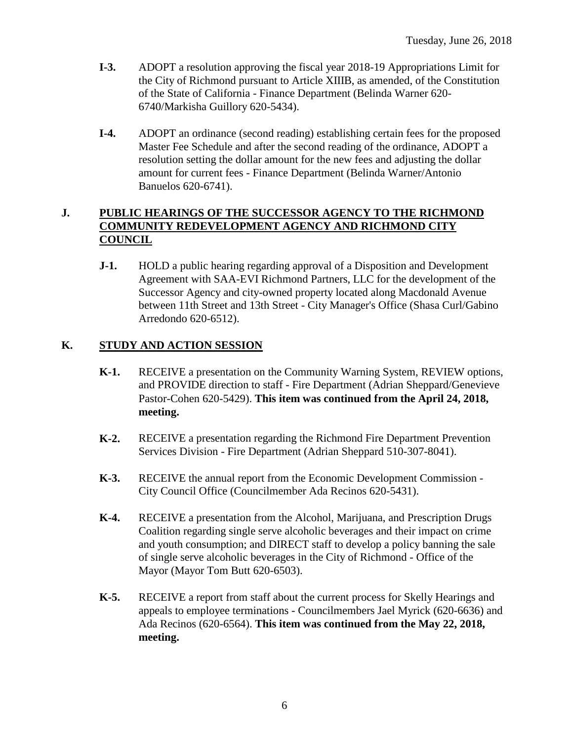**I-3.** ADOPT a resolution approving the fiscal year 2018-19 Appropriations Limit for the City of Richmond pursuant to Article XIIIB, as amended, of the Constitution of the State of California - Finance Department (Belinda Warner 620-6740/Markisha Guillory 620-5434).

**I-4.** ADOPT an ordinance (second reading) establishing certain fees for the proposed Master Fee Schedule and after the second reading of the ordinance, ADOPT a resolution setting the dollar amount for the new fees and adjusting the dollar amount for current fees - Finance Department (Belinda Warner/Antonio Banuelos 620-6741).

## J. PUBLIC HEARINGS OF THE SUCCESSOR AGENCY TO THE RICHMOND COMMUNITY REDEVELOPMENT AGENCY AND RICHMOND CITY COUNCIL

**J-1.** HOLD a public hearing regarding approval of a Disposition and Development Agreement with SAA-EVI Richmond Partners, LLC for the development of the Successor Agency and city-owned property located along Macdonald Avenue between 11th Street and 13th Street - City Manager's Office (Shasa Curl/Gabino Arredondo 620-6512).

## K. STUDY AND ACTION SESSION

**K-1.** RECEIVE a presentation on the Community Warning System, REVIEW options, and PROVIDE direction to staff - Fire Department (Adrian Sheppard/Genevieve Pastor-Cohen 620-5429). **This item was continued from the April 24, 2018, meeting.**

**K-2.** RECEIVE a presentation regarding the Richmond Fire Department Prevention Services Division - Fire Department (Adrian Sheppard 510-307-8041).

**K-3.** RECEIVE the annual report from the Economic Development Commission - City Council Office (Councilmember Ada Recinos 620-5431).

**K-4.** RECEIVE a presentation from the Alcohol, Marijuana, and Prescription Drugs Coalition regarding single serve alcoholic beverages and their impact on crime and youth consumption; and DIRECT staff to develop a policy banning the sale of single serve alcoholic beverages in the City of Richmond - Office of the Mayor (Mayor Tom Butt 620-6503).

**K-5.** RECEIVE a report from staff about the current process for Skelly Hearings and appeals to employee terminations - Councilmembers Jael Myrick (620-6636) and Ada Recinos (620-6564). **This item was continued from the May 22, 2018, meeting.**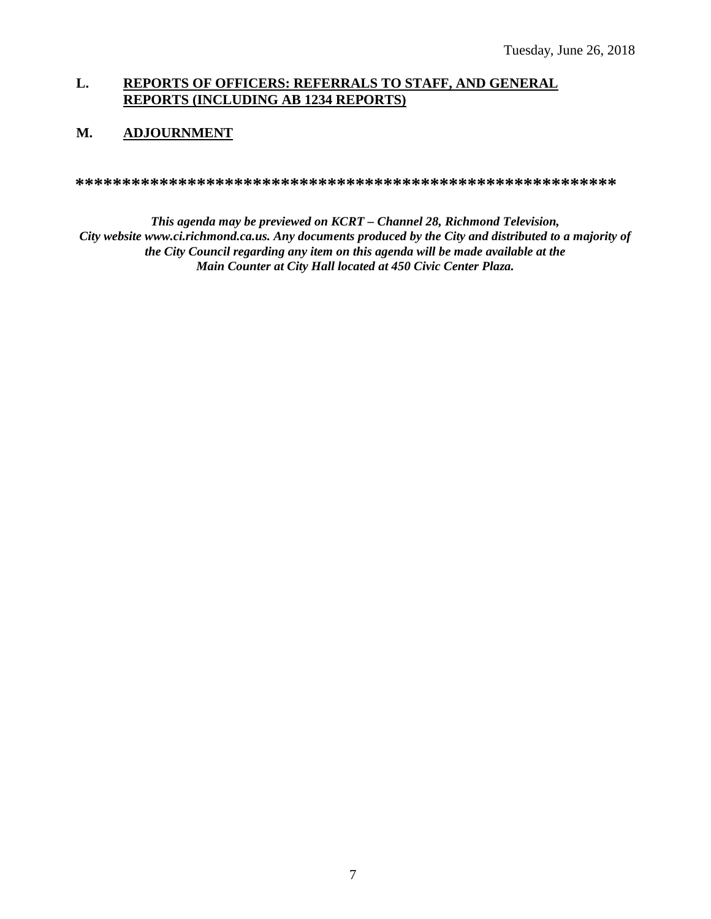## L. REPORTS OF OFFICERS: REFERRALS TO STAFF, AND GENERAL REPORTS (INCLUDING AB 1234 REPORTS)

## M. ADJOURNMENT

**\*\*\*\*\*\*\*\*\*\*\*\*\*\*\*\*\*\*\*\*\*\*\*\*\*\*\*\*\*\*\*\*\*\*\*\*\*\*\*\*\*\*\*\*\*\*\*\*\*\*\*\*\*\*\*\*\*\***

***This agenda may be previewed on KCRT – Channel 28, Richmond Television, City website www.ci.richmond.ca.us. Any documents produced by the City and distributed to a majority of the City Council regarding any item on this agenda will be made available at the Main Counter at City Hall located at 450 Civic Center Plaza.***